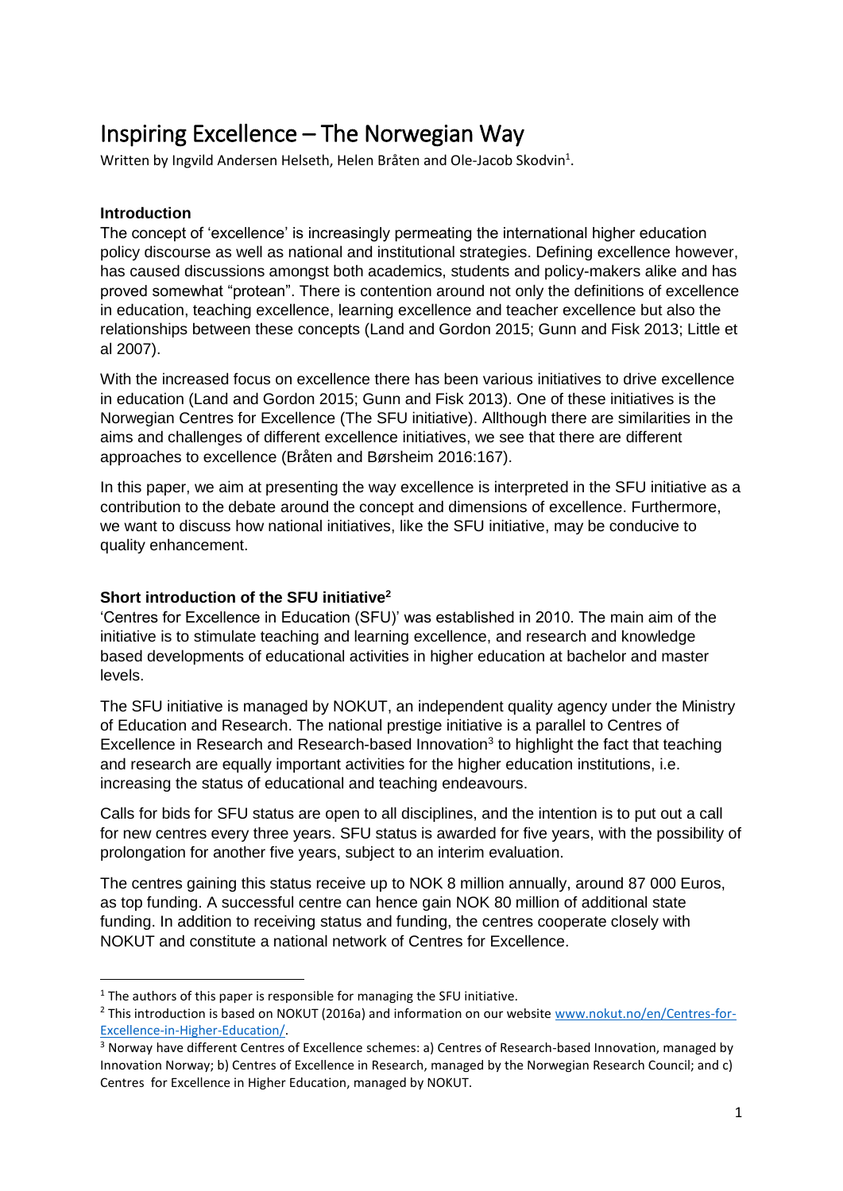# Inspiring Excellence – The Norwegian Way

Written by Ingvild Andersen Helseth, Helen Bråten and Ole-Jacob Skodvin[1].

### Introduction

The concept of 'excellence' is increasingly permeating the international higher education policy discourse as well as national and institutional strategies. Defining excellence however, has caused discussions amongst both academics, students and policy-makers alike and has proved somewhat "protean". There is contention around not only the definitions of excellence in education, teaching excellence, learning excellence and teacher excellence but also the relationships between these concepts (Land and Gordon 2015; Gunn and Fisk 2013; Little et al 2007).

With the increased focus on excellence there has been various initiatives to drive excellence in education (Land and Gordon 2015; Gunn and Fisk 2013). One of these initiatives is the Norwegian Centres for Excellence (The SFU initiative). Allthough there are similarities in the aims and challenges of different excellence initiatives, we see that there are different approaches to excellence (Bråten and Børsheim 2016:167).

In this paper, we aim at presenting the way excellence is interpreted in the SFU initiative as a contribution to the debate around the concept and dimensions of excellence. Furthermore, we want to discuss how national initiatives, like the SFU initiative, may be conducive to quality enhancement.

### Short introduction of the SFU initiative[2]

'Centres for Excellence in Education (SFU)' was established in 2010. The main aim of the initiative is to stimulate teaching and learning excellence, and research and knowledge based developments of educational activities in higher education at bachelor and master levels.

The SFU initiative is managed by NOKUT, an independent quality agency under the Ministry of Education and Research. The national prestige initiative is a parallel to Centres of Excellence in Research and Research-based Innovation[3] to highlight the fact that teaching and research are equally important activities for the higher education institutions, i.e. increasing the status of educational and teaching endeavours.

Calls for bids for SFU status are open to all disciplines, and the intention is to put out a call for new centres every three years. SFU status is awarded for five years, with the possibility of prolongation for another five years, subject to an interim evaluation.

The centres gaining this status receive up to NOK 8 million annually, around 87 000 Euros, as top funding. A successful centre can hence gain NOK 80 million of additional state funding. In addition to receiving status and funding, the centres cooperate closely with NOKUT and constitute a national network of Centres for Excellence.

---

[1] The authors of this paper is responsible for managing the SFU initiative.

[2] This introduction is based on NOKUT (2016a) and information on our website www.nokut.no/en/Centres-for-Excellence-in-Higher-Education/.

[3] Norway have different Centres of Excellence schemes: a) Centres of Research-based Innovation, managed by Innovation Norway; b) Centres of Excellence in Research, managed by the Norwegian Research Council; and c) Centres for Excellence in Higher Education, managed by NOKUT.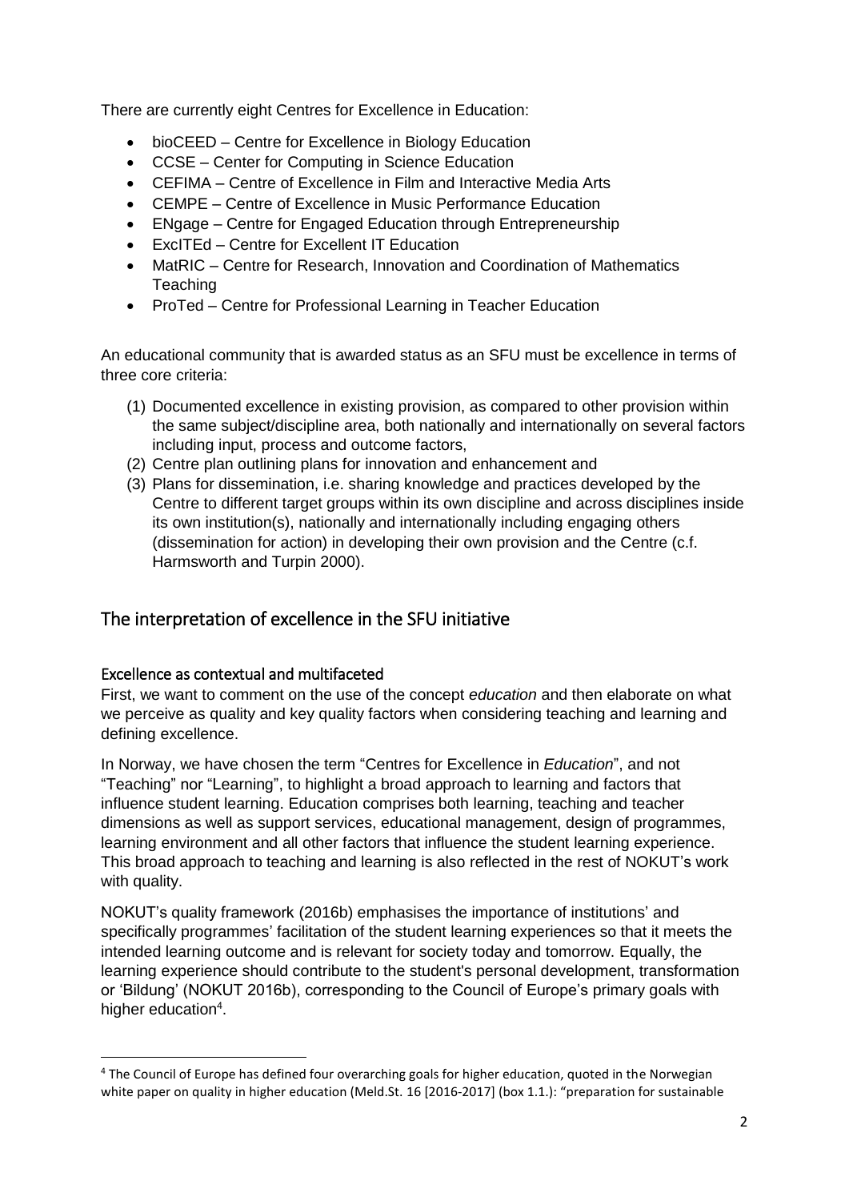There are currently eight Centres for Excellence in Education:

- bioCEED – Centre for Excellence in Biology Education
- CCSE – Center for Computing in Science Education
- CEFIMA – Centre of Excellence in Film and Interactive Media Arts
- CEMPE – Centre of Excellence in Music Performance Education
- ENgage – Centre for Engaged Education through Entrepreneurship
- ExcITEd – Centre for Excellent IT Education
- MatRIC – Centre for Research, Innovation and Coordination of Mathematics Teaching
- ProTed – Centre for Professional Learning in Teacher Education

An educational community that is awarded status as an SFU must be excellence in terms of three core criteria:

(1) Documented excellence in existing provision, as compared to other provision within the same subject/discipline area, both nationally and internationally on several factors including input, process and outcome factors,
(2) Centre plan outlining plans for innovation and enhancement and
(3) Plans for dissemination, i.e. sharing knowledge and practices developed by the Centre to different target groups within its own discipline and across disciplines inside its own institution(s), nationally and internationally including engaging others (dissemination for action) in developing their own provision and the Centre (c.f. Harmsworth and Turpin 2000).

## The interpretation of excellence in the SFU initiative

### Excellence as contextual and multifaceted

First, we want to comment on the use of the concept *education* and then elaborate on what we perceive as quality and key quality factors when considering teaching and learning and defining excellence.

In Norway, we have chosen the term "Centres for Excellence in *Education*", and not "Teaching" nor "Learning", to highlight a broad approach to learning and factors that influence student learning. Education comprises both learning, teaching and teacher dimensions as well as support services, educational management, design of programmes, learning environment and all other factors that influence the student learning experience. This broad approach to teaching and learning is also reflected in the rest of NOKUT's work with quality.

NOKUT's quality framework (2016b) emphasises the importance of institutions' and specifically programmes' facilitation of the student learning experiences so that it meets the intended learning outcome and is relevant for society today and tomorrow. Equally, the learning experience should contribute to the student's personal development, transformation or 'Bildung' (NOKUT 2016b), corresponding to the Council of Europe's primary goals with higher education[4].

[4] The Council of Europe has defined four overarching goals for higher education, quoted in the Norwegian white paper on quality in higher education (Meld.St. 16 [2016-2017] (box 1.1.): "preparation for sustainable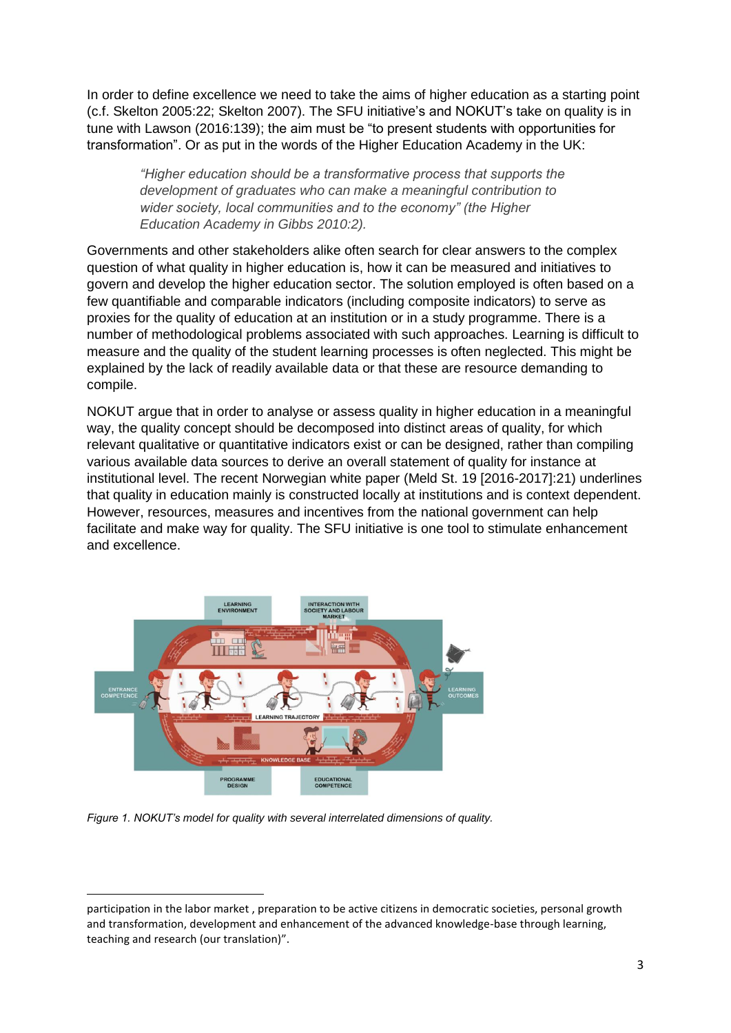In order to define excellence we need to take the aims of higher education as a starting point (c.f. Skelton 2005:22; Skelton 2007). The SFU initiative's and NOKUT's take on quality is in tune with Lawson (2016:139); the aim must be "to present students with opportunities for transformation". Or as put in the words of the Higher Education Academy in the UK:

> *"Higher education should be a transformative process that supports the development of graduates who can make a meaningful contribution to wider society, local communities and to the economy" (the Higher Education Academy in Gibbs 2010:2).*

Governments and other stakeholders alike often search for clear answers to the complex question of what quality in higher education is, how it can be measured and initiatives to govern and develop the higher education sector. The solution employed is often based on a few quantifiable and comparable indicators (including composite indicators) to serve as proxies for the quality of education at an institution or in a study programme. There is a number of methodological problems associated with such approaches. Learning is difficult to measure and the quality of the student learning processes is often neglected. This might be explained by the lack of readily available data or that these are resource demanding to compile.

NOKUT argue that in order to analyse or assess quality in higher education in a meaningful way, the quality concept should be decomposed into distinct areas of quality, for which relevant qualitative or quantitative indicators exist or can be designed, rather than compiling various available data sources to derive an overall statement of quality for instance at institutional level. The recent Norwegian white paper (Meld St. 19 [2016-2017]:21) underlines that quality in education mainly is constructed locally at institutions and is context dependent. However, resources, measures and incentives from the national government can help facilitate and make way for quality. The SFU initiative is one tool to stimulate enhancement and excellence.

*Figure 1. NOKUT's model for quality with several interrelated dimensions of quality.*

---

participation in the labor market , preparation to be active citizens in democratic societies, personal growth and transformation, development and enhancement of the advanced knowledge-base through learning, teaching and research (our translation)".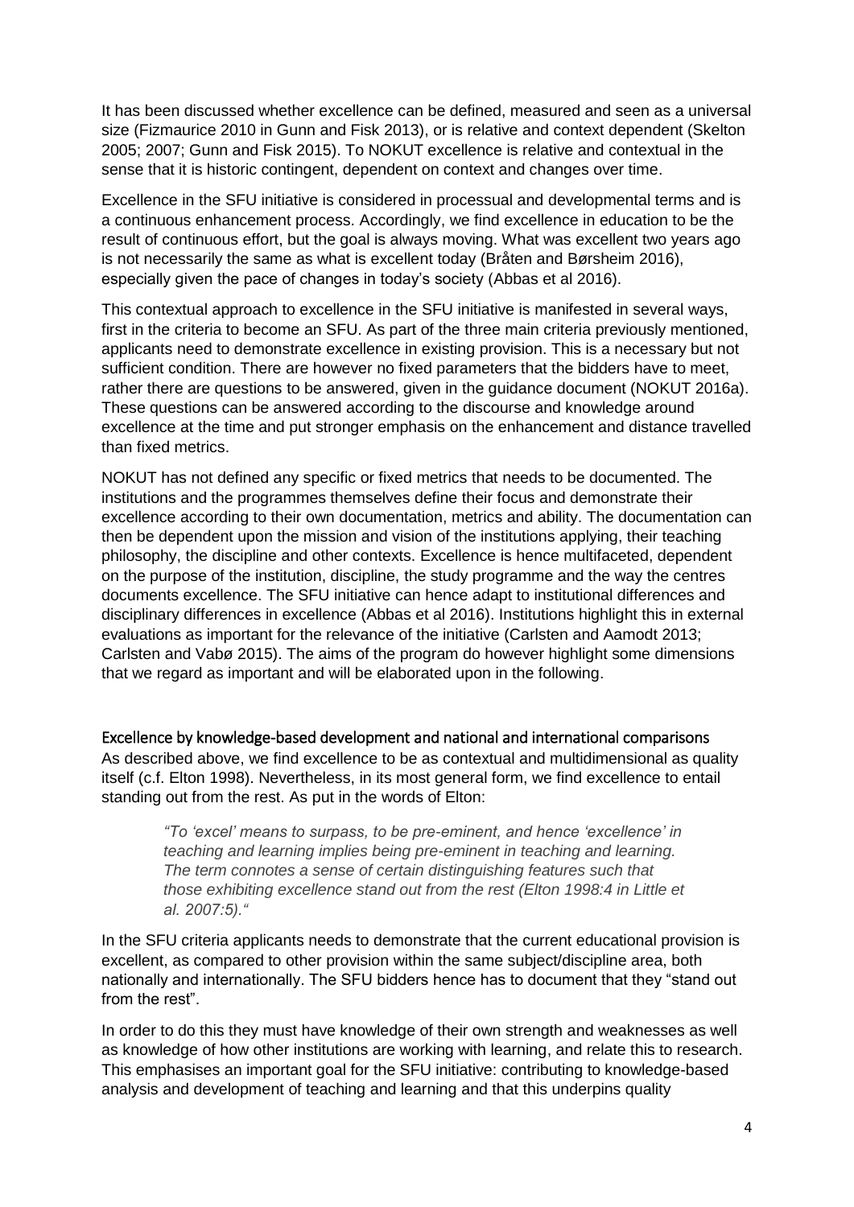It has been discussed whether excellence can be defined, measured and seen as a universal size (Fizmaurice 2010 in Gunn and Fisk 2013), or is relative and context dependent (Skelton 2005; 2007; Gunn and Fisk 2015). To NOKUT excellence is relative and contextual in the sense that it is historic contingent, dependent on context and changes over time.

Excellence in the SFU initiative is considered in processual and developmental terms and is a continuous enhancement process. Accordingly, we find excellence in education to be the result of continuous effort, but the goal is always moving. What was excellent two years ago is not necessarily the same as what is excellent today (Bråten and Børsheim 2016), especially given the pace of changes in today's society (Abbas et al 2016).

This contextual approach to excellence in the SFU initiative is manifested in several ways, first in the criteria to become an SFU. As part of the three main criteria previously mentioned, applicants need to demonstrate excellence in existing provision. This is a necessary but not sufficient condition. There are however no fixed parameters that the bidders have to meet, rather there are questions to be answered, given in the guidance document (NOKUT 2016a). These questions can be answered according to the discourse and knowledge around excellence at the time and put stronger emphasis on the enhancement and distance travelled than fixed metrics.

NOKUT has not defined any specific or fixed metrics that needs to be documented. The institutions and the programmes themselves define their focus and demonstrate their excellence according to their own documentation, metrics and ability. The documentation can then be dependent upon the mission and vision of the institutions applying, their teaching philosophy, the discipline and other contexts. Excellence is hence multifaceted, dependent on the purpose of the institution, discipline, the study programme and the way the centres documents excellence. The SFU initiative can hence adapt to institutional differences and disciplinary differences in excellence (Abbas et al 2016). Institutions highlight this in external evaluations as important for the relevance of the initiative (Carlsten and Aamodt 2013; Carlsten and Vabø 2015). The aims of the program do however highlight some dimensions that we regard as important and will be elaborated upon in the following.

### Excellence by knowledge-based development and national and international comparisons

As described above, we find excellence to be as contextual and multidimensional as quality itself (c.f. Elton 1998). Nevertheless, in its most general form, we find excellence to entail standing out from the rest. As put in the words of Elton:

> *"To 'excel' means to surpass, to be pre-eminent, and hence 'excellence' in teaching and learning implies being pre-eminent in teaching and learning. The term connotes a sense of certain distinguishing features such that those exhibiting excellence stand out from the rest (Elton 1998:4 in Little et al. 2007:5)."*

In the SFU criteria applicants needs to demonstrate that the current educational provision is excellent, as compared to other provision within the same subject/discipline area, both nationally and internationally. The SFU bidders hence has to document that they "stand out from the rest".

In order to do this they must have knowledge of their own strength and weaknesses as well as knowledge of how other institutions are working with learning, and relate this to research. This emphasises an important goal for the SFU initiative: contributing to knowledge-based analysis and development of teaching and learning and that this underpins quality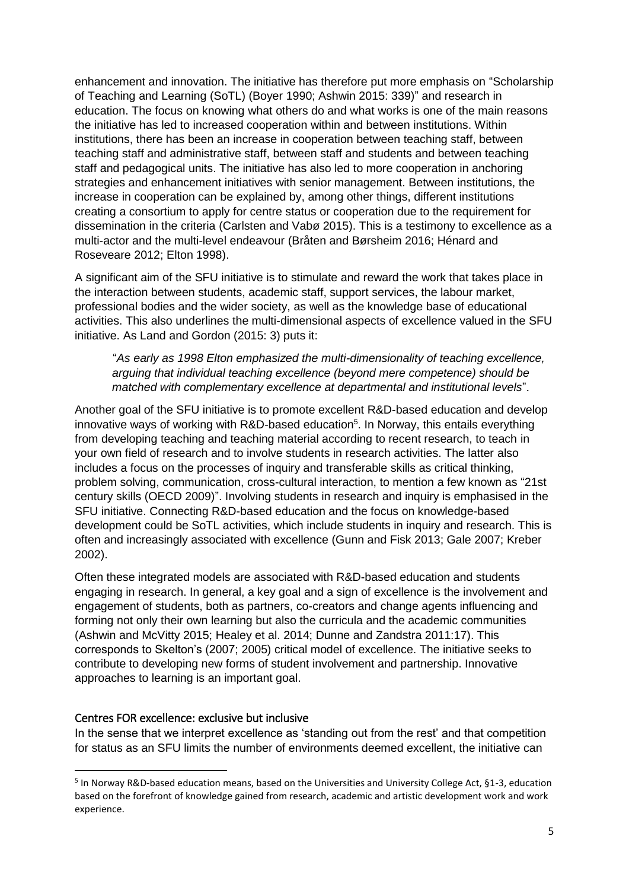enhancement and innovation. The initiative has therefore put more emphasis on "Scholarship of Teaching and Learning (SoTL) (Boyer 1990; Ashwin 2015: 339)" and research in education. The focus on knowing what others do and what works is one of the main reasons the initiative has led to increased cooperation within and between institutions. Within institutions, there has been an increase in cooperation between teaching staff, between teaching staff and administrative staff, between staff and students and between teaching staff and pedagogical units. The initiative has also led to more cooperation in anchoring strategies and enhancement initiatives with senior management. Between institutions, the increase in cooperation can be explained by, among other things, different institutions creating a consortium to apply for centre status or cooperation due to the requirement for dissemination in the criteria (Carlsten and Vabø 2015). This is a testimony to excellence as a multi-actor and the multi-level endeavour (Bråten and Børsheim 2016; Hénard and Roseveare 2012; Elton 1998).

A significant aim of the SFU initiative is to stimulate and reward the work that takes place in the interaction between students, academic staff, support services, the labour market, professional bodies and the wider society, as well as the knowledge base of educational activities. This also underlines the multi-dimensional aspects of excellence valued in the SFU initiative. As Land and Gordon (2015: 3) puts it:

> "*As early as 1998 Elton emphasized the multi-dimensionality of teaching excellence, arguing that individual teaching excellence (beyond mere competence) should be matched with complementary excellence at departmental and institutional levels*".

Another goal of the SFU initiative is to promote excellent R&D-based education and develop innovative ways of working with R&D-based education[5]. In Norway, this entails everything from developing teaching and teaching material according to recent research, to teach in your own field of research and to involve students in research activities. The latter also includes a focus on the processes of inquiry and transferable skills as critical thinking, problem solving, communication, cross-cultural interaction, to mention a few known as "21st century skills (OECD 2009)". Involving students in research and inquiry is emphasised in the SFU initiative. Connecting R&D-based education and the focus on knowledge-based development could be SoTL activities, which include students in inquiry and research. This is often and increasingly associated with excellence (Gunn and Fisk 2013; Gale 2007; Kreber 2002).

Often these integrated models are associated with R&D-based education and students engaging in research. In general, a key goal and a sign of excellence is the involvement and engagement of students, both as partners, co-creators and change agents influencing and forming not only their own learning but also the curricula and the academic communities (Ashwin and McVitty 2015; Healey et al. 2014; Dunne and Zandstra 2011:17). This corresponds to Skelton's (2007; 2005) critical model of excellence. The initiative seeks to contribute to developing new forms of student involvement and partnership. Innovative approaches to learning is an important goal.

## Centres FOR excellence: exclusive but inclusive

In the sense that we interpret excellence as 'standing out from the rest' and that competition for status as an SFU limits the number of environments deemed excellent, the initiative can

---

[5] In Norway R&D-based education means, based on the Universities and University College Act, §1-3, education based on the forefront of knowledge gained from research, academic and artistic development work and work experience.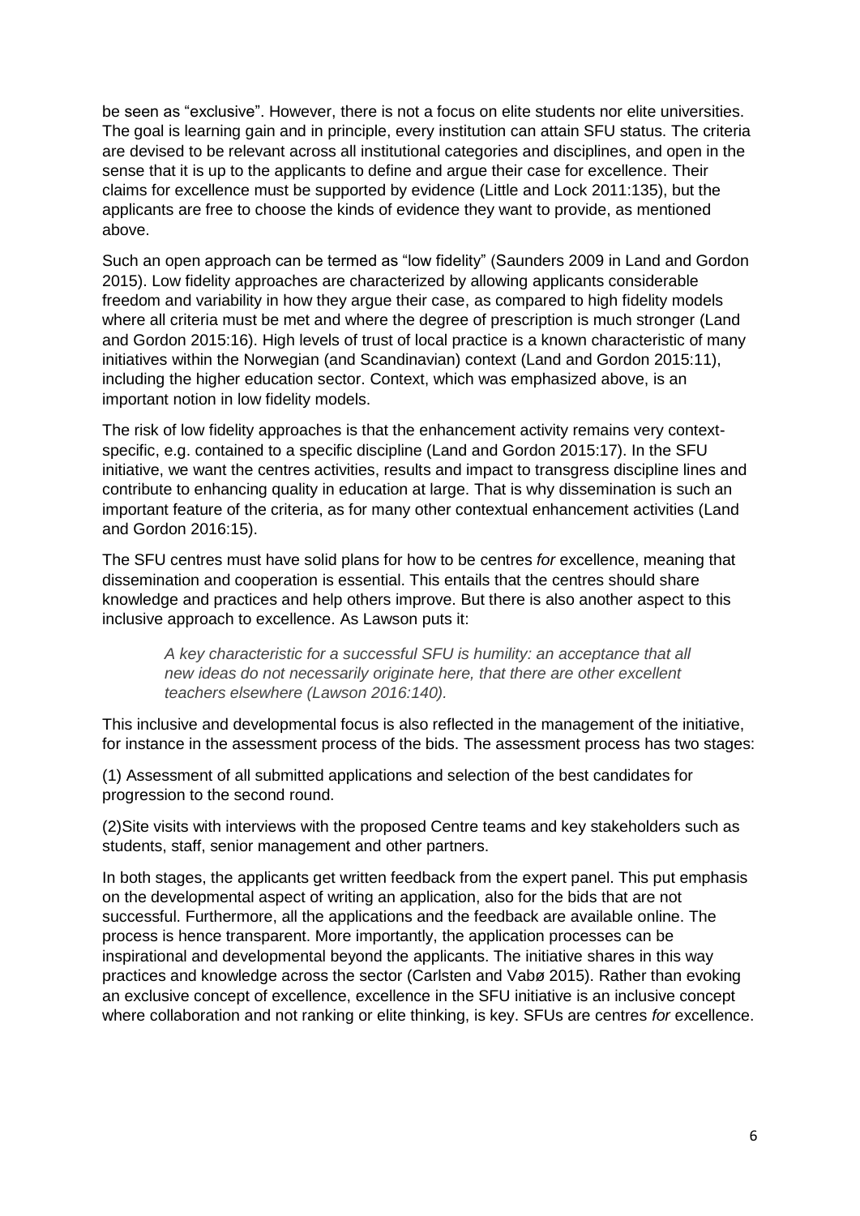be seen as "exclusive". However, there is not a focus on elite students nor elite universities. The goal is learning gain and in principle, every institution can attain SFU status. The criteria are devised to be relevant across all institutional categories and disciplines, and open in the sense that it is up to the applicants to define and argue their case for excellence. Their claims for excellence must be supported by evidence (Little and Lock 2011:135), but the applicants are free to choose the kinds of evidence they want to provide, as mentioned above.

Such an open approach can be termed as "low fidelity" (Saunders 2009 in Land and Gordon 2015). Low fidelity approaches are characterized by allowing applicants considerable freedom and variability in how they argue their case, as compared to high fidelity models where all criteria must be met and where the degree of prescription is much stronger (Land and Gordon 2015:16). High levels of trust of local practice is a known characteristic of many initiatives within the Norwegian (and Scandinavian) context (Land and Gordon 2015:11), including the higher education sector. Context, which was emphasized above, is an important notion in low fidelity models.

The risk of low fidelity approaches is that the enhancement activity remains very context-specific, e.g. contained to a specific discipline (Land and Gordon 2015:17). In the SFU initiative, we want the centres activities, results and impact to transgress discipline lines and contribute to enhancing quality in education at large. That is why dissemination is such an important feature of the criteria, as for many other contextual enhancement activities (Land and Gordon 2016:15).

The SFU centres must have solid plans for how to be centres *for* excellence, meaning that dissemination and cooperation is essential. This entails that the centres should share knowledge and practices and help others improve. But there is also another aspect to this inclusive approach to excellence. As Lawson puts it:

> *A key characteristic for a successful SFU is humility: an acceptance that all new ideas do not necessarily originate here, that there are other excellent teachers elsewhere (Lawson 2016:140).*

This inclusive and developmental focus is also reflected in the management of the initiative, for instance in the assessment process of the bids. The assessment process has two stages:

(1) Assessment of all submitted applications and selection of the best candidates for progression to the second round.

(2)Site visits with interviews with the proposed Centre teams and key stakeholders such as students, staff, senior management and other partners.

In both stages, the applicants get written feedback from the expert panel. This put emphasis on the developmental aspect of writing an application, also for the bids that are not successful. Furthermore, all the applications and the feedback are available online. The process is hence transparent. More importantly, the application processes can be inspirational and developmental beyond the applicants. The initiative shares in this way practices and knowledge across the sector (Carlsten and Vabø 2015). Rather than evoking an exclusive concept of excellence, excellence in the SFU initiative is an inclusive concept where collaboration and not ranking or elite thinking, is key. SFUs are centres *for* excellence.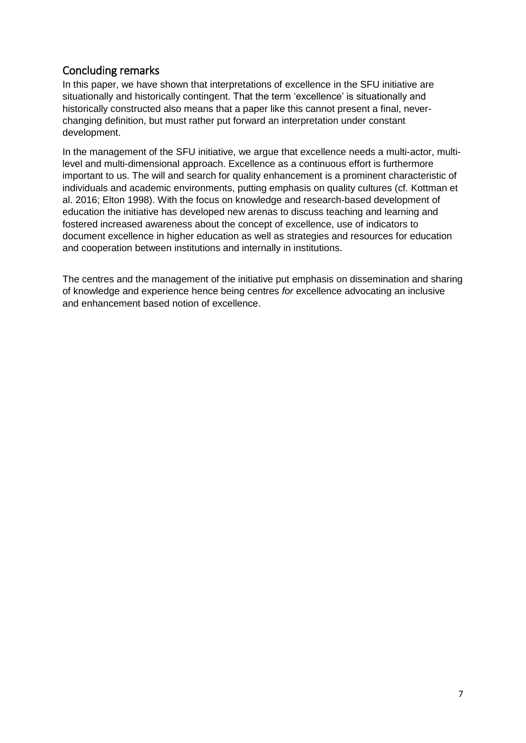## Concluding remarks

In this paper, we have shown that interpretations of excellence in the SFU initiative are situationally and historically contingent. That the term 'excellence' is situationally and historically constructed also means that a paper like this cannot present a final, never-changing definition, but must rather put forward an interpretation under constant development.

In the management of the SFU initiative, we argue that excellence needs a multi-actor, multi-level and multi-dimensional approach. Excellence as a continuous effort is furthermore important to us. The will and search for quality enhancement is a prominent characteristic of individuals and academic environments, putting emphasis on quality cultures (cf. Kottman et al. 2016; Elton 1998). With the focus on knowledge and research-based development of education the initiative has developed new arenas to discuss teaching and learning and fostered increased awareness about the concept of excellence, use of indicators to document excellence in higher education as well as strategies and resources for education and cooperation between institutions and internally in institutions.

The centres and the management of the initiative put emphasis on dissemination and sharing of knowledge and experience hence being centres *for* excellence advocating an inclusive and enhancement based notion of excellence.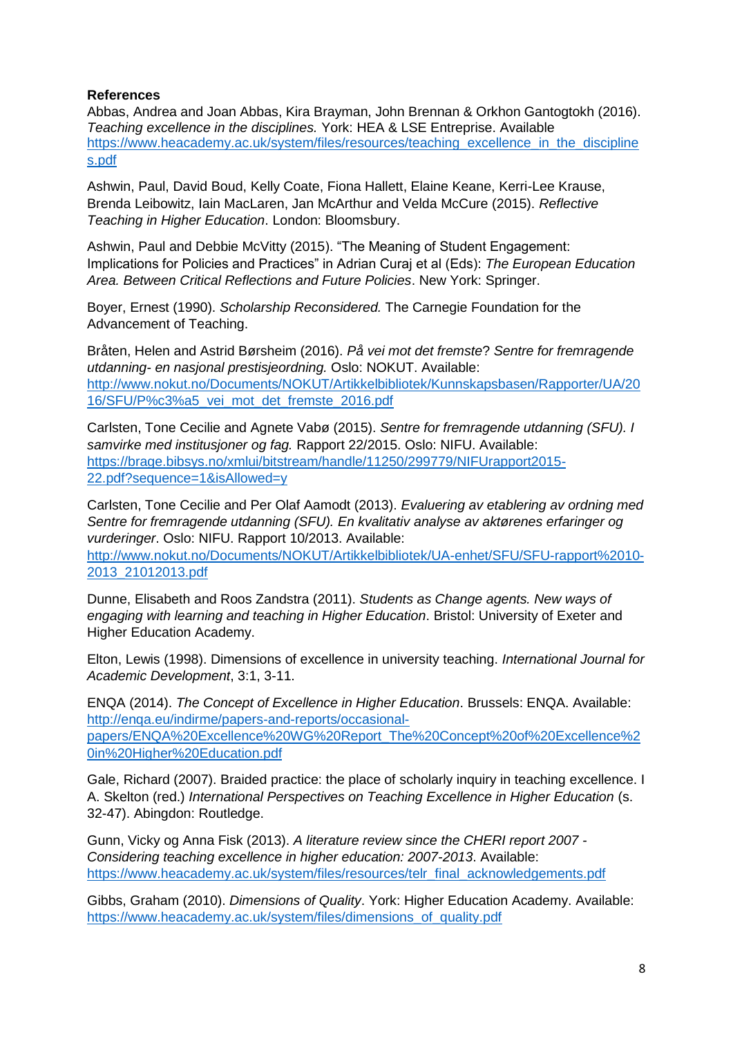**References**

Abbas, Andrea and Joan Abbas, Kira Brayman, John Brennan & Orkhon Gantogtokh (2016). *Teaching excellence in the disciplines.* York: HEA & LSE Entreprise. Available https://www.heacademy.ac.uk/system/files/resources/teaching_excellence_in_the_disciplines.pdf

Ashwin, Paul, David Boud, Kelly Coate, Fiona Hallett, Elaine Keane, Kerri-Lee Krause, Brenda Leibowitz, Iain MacLaren, Jan McArthur and Velda McCure (2015). *Reflective Teaching in Higher Education*. London: Bloomsbury.

Ashwin, Paul and Debbie McVitty (2015). "The Meaning of Student Engagement: Implications for Policies and Practices" in Adrian Curaj et al (Eds): *The European Education Area. Between Critical Reflections and Future Policies*. New York: Springer.

Boyer, Ernest (1990). *Scholarship Reconsidered.* The Carnegie Foundation for the Advancement of Teaching.

Bråten, Helen and Astrid Børsheim (2016). *På vei mot det fremste? Sentre for fremragende utdanning- en nasjonal prestisjeordning.* Oslo: NOKUT. Available: http://www.nokut.no/Documents/NOKUT/Artikkelbibliotek/Kunnskapsbasen/Rapporter/UA/2016/SFU/P%c3%a5_vei_mot_det_fremste_2016.pdf

Carlsten, Tone Cecilie and Agnete Vabø (2015). *Sentre for fremragende utdanning (SFU). I samvirke med institusjoner og fag.* Rapport 22/2015. Oslo: NIFU. Available: https://brage.bibsys.no/xmlui/bitstream/handle/11250/299779/NIFUrapport2015-22.pdf?sequence=1&isAllowed=y

Carlsten, Tone Cecilie and Per Olaf Aamodt (2013). *Evaluering av etablering av ordning med Sentre for fremragende utdanning (SFU). En kvalitativ analyse av aktørenes erfaringer og vurderinger*. Oslo: NIFU. Rapport 10/2013. Available: http://www.nokut.no/Documents/NOKUT/Artikkelbibliotek/UA-enhet/SFU/SFU-rapport%2010-2013_21012013.pdf

Dunne, Elisabeth and Roos Zandstra (2011). *Students as Change agents. New ways of engaging with learning and teaching in Higher Education*. Bristol: University of Exeter and Higher Education Academy.

Elton, Lewis (1998). Dimensions of excellence in university teaching. *International Journal for Academic Development*, 3:1, 3-11.

ENQA (2014). *The Concept of Excellence in Higher Education*. Brussels: ENQA. Available: http://enqa.eu/indirme/papers-and-reports/occasional-papers/ENQA%20Excellence%20WG%20Report_The%20Concept%20of%20Excellence%20in%20Higher%20Education.pdf

Gale, Richard (2007). Braided practice: the place of scholarly inquiry in teaching excellence. I A. Skelton (red.) *International Perspectives on Teaching Excellence in Higher Education* (s. 32-47). Abingdon: Routledge.

Gunn, Vicky og Anna Fisk (2013). *A literature review since the CHERI report 2007 - Considering teaching excellence in higher education: 2007-2013*. Available: https://www.heacademy.ac.uk/system/files/resources/telr_final_acknowledgements.pdf

Gibbs, Graham (2010). *Dimensions of Quality*. York: Higher Education Academy. Available: https://www.heacademy.ac.uk/system/files/dimensions_of_quality.pdf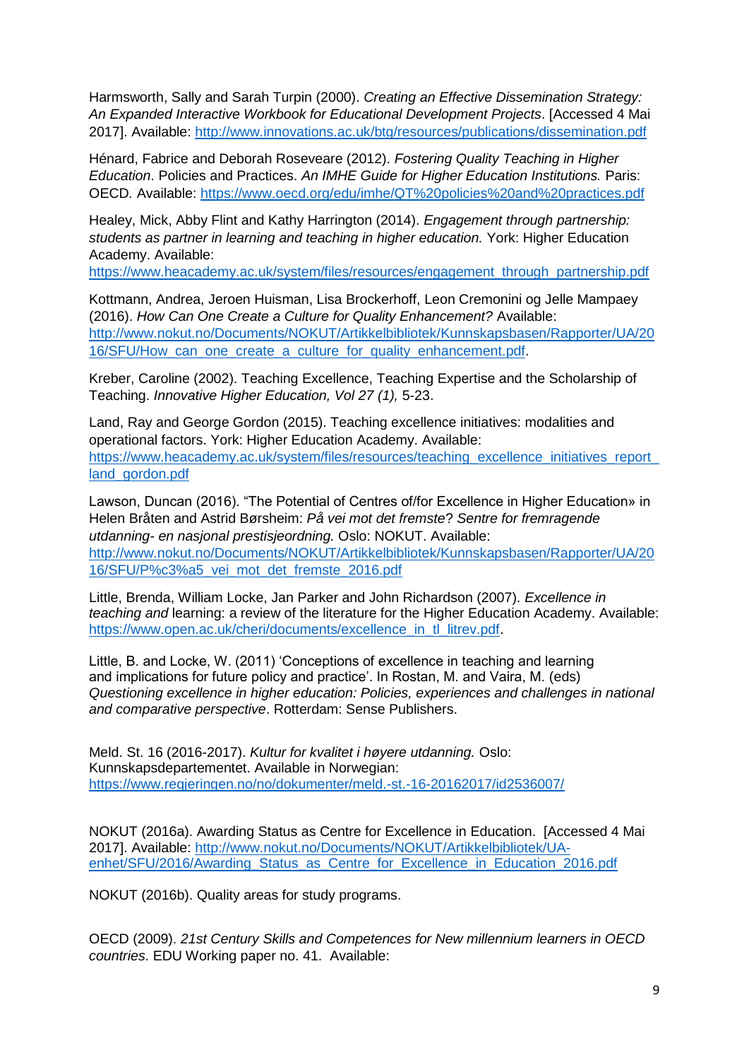Harmsworth, Sally and Sarah Turpin (2000). *Creating an Effective Dissemination Strategy: An Expanded Interactive Workbook for Educational Development Projects*. [Accessed 4 Mai 2017]. Available: http://www.innovations.ac.uk/btg/resources/publications/dissemination.pdf

Hénard, Fabrice and Deborah Roseveare (2012). *Fostering Quality Teaching in Higher Education*. Policies and Practices. *An IMHE Guide for Higher Education Institutions.* Paris: OECD*.* Available: https://www.oecd.org/edu/imhe/QT%20policies%20and%20practices.pdf

Healey, Mick, Abby Flint and Kathy Harrington (2014). *Engagement through partnership: students as partner in learning and teaching in higher education.* York: Higher Education Academy. Available: https://www.heacademy.ac.uk/system/files/resources/engagement_through_partnership.pdf

Kottmann, Andrea, Jeroen Huisman, Lisa Brockerhoff, Leon Cremonini og Jelle Mampaey (2016). *How Can One Create a Culture for Quality Enhancement?* Available: http://www.nokut.no/Documents/NOKUT/Artikkelbibliotek/Kunnskapsbasen/Rapporter/UA/2016/SFU/How_can_one_create_a_culture_for_quality_enhancement.pdf.

Kreber, Caroline (2002). Teaching Excellence, Teaching Expertise and the Scholarship of Teaching. *Innovative Higher Education, Vol 27 (1),* 5-23.

Land, Ray and George Gordon (2015). Teaching excellence initiatives: modalities and operational factors. York: Higher Education Academy. Available: https://www.heacademy.ac.uk/system/files/resources/teaching_excellence_initiatives_report_land_gordon.pdf

Lawson, Duncan (2016). "The Potential of Centres of/for Excellence in Higher Education» in Helen Bråten and Astrid Børsheim: *På vei mot det fremste*? *Sentre for fremragende utdanning- en nasjonal prestisjeordning.* Oslo: NOKUT. Available: http://www.nokut.no/Documents/NOKUT/Artikkelbibliotek/Kunnskapsbasen/Rapporter/UA/2016/SFU/P%c3%a5_vei_mot_det_fremste_2016.pdf

Little, Brenda, William Locke, Jan Parker and John Richardson (2007). *Excellence in teaching and* learning: a review of the literature for the Higher Education Academy. Available: https://www.open.ac.uk/cheri/documents/excellence_in_tl_litrev.pdf.

Little, B. and Locke, W. (2011) 'Conceptions of excellence in teaching and learning and implications for future policy and practice'. In Rostan, M. and Vaira, M. (eds) *Questioning excellence in higher education: Policies, experiences and challenges in national and comparative perspective*. Rotterdam: Sense Publishers.

Meld. St. 16 (2016-2017). *Kultur for kvalitet i høyere utdanning.* Oslo: Kunnskapsdepartementet. Available in Norwegian: https://www.regjeringen.no/no/dokumenter/meld.-st.-16-20162017/id2536007/

NOKUT (2016a). Awarding Status as Centre for Excellence in Education. [Accessed 4 Mai 2017]. Available: http://www.nokut.no/Documents/NOKUT/Artikkelbibliotek/UA-enhet/SFU/2016/Awarding_Status_as_Centre_for_Excellence_in_Education_2016.pdf

NOKUT (2016b). Quality areas for study programs.

OECD (2009). *21st Century Skills and Competences for New millennium learners in OECD countries*. EDU Working paper no. 41. Available: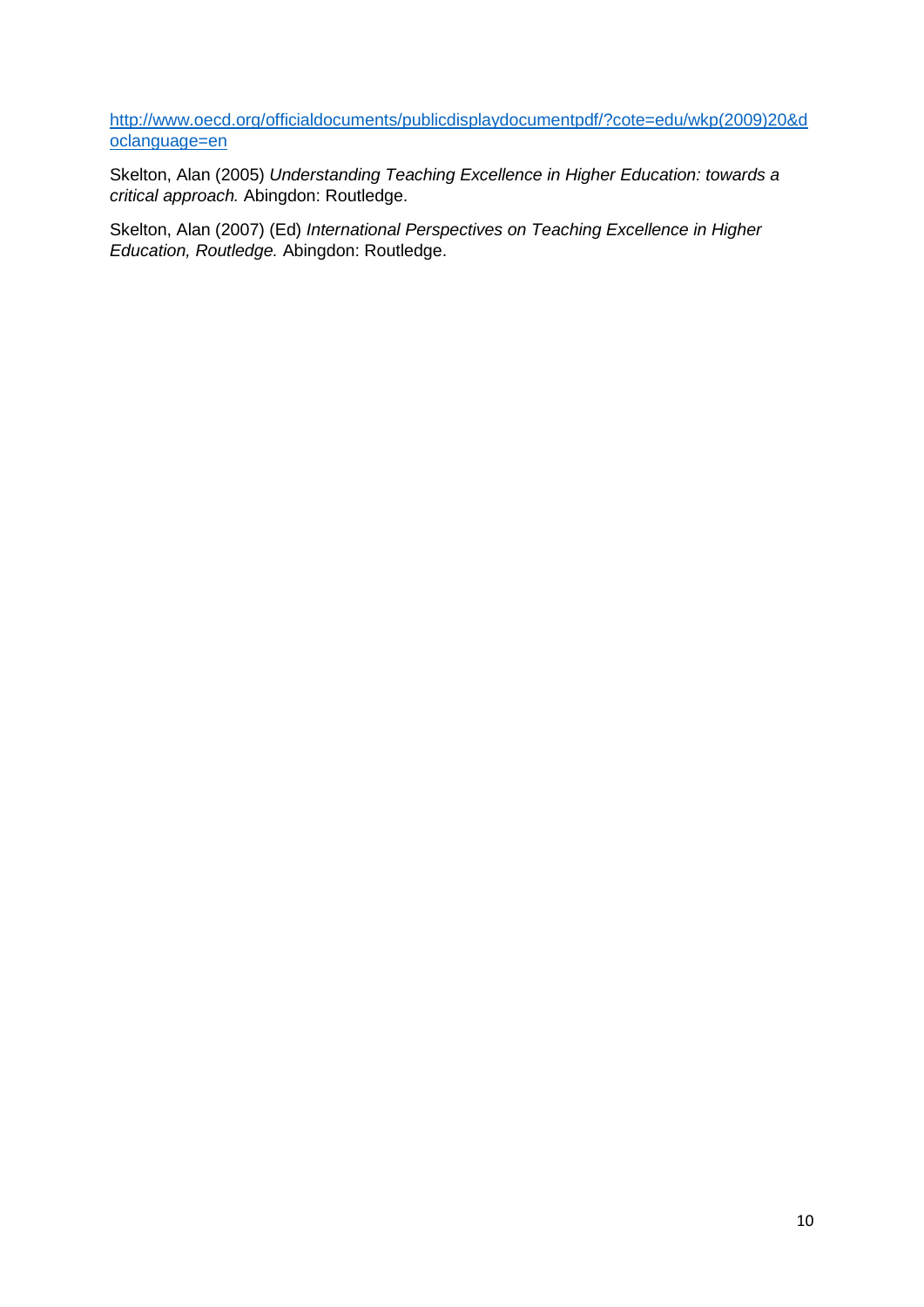http://www.oecd.org/officialdocuments/publicdisplaydocumentpdf/?cote=edu/wkp(2009)20&doclanguage=en

Skelton, Alan (2005) *Understanding Teaching Excellence in Higher Education: towards a critical approach.* Abingdon: Routledge.

Skelton, Alan (2007) (Ed) *International Perspectives on Teaching Excellence in Higher Education, Routledge.* Abingdon: Routledge.